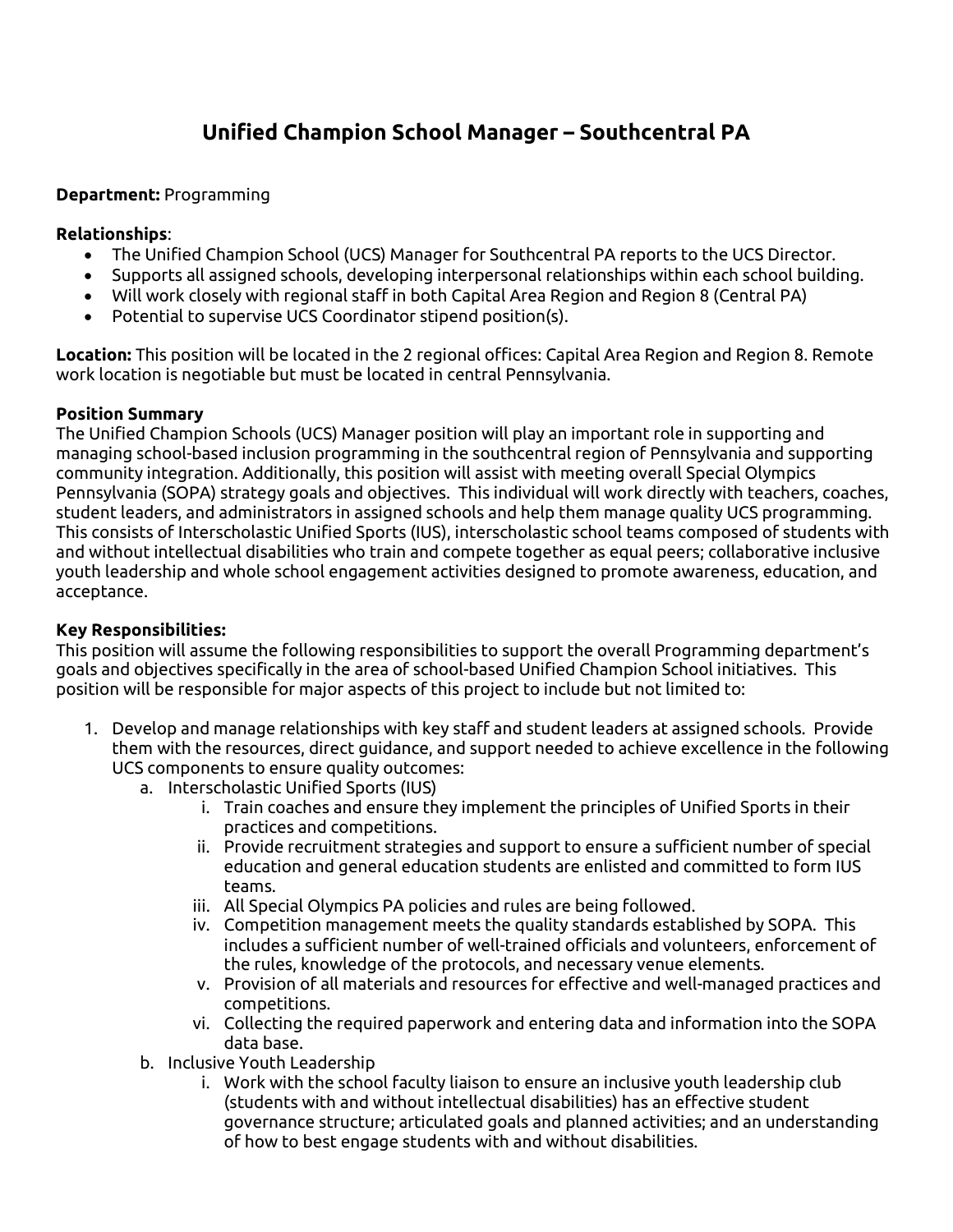# Unified Champion School Manager – Southcentral PA

**Department:** Programming

**Relationships**:

- The Unified Champion School (UCS) Manager for Southcentral PA reports to the UCS Director.
- Supports all assigned schools, developing interpersonal relationships within each school building.
- Will work closely with regional staff in both Capital Area Region and Region 8 (Central PA)
- Potential to supervise UCS Coordinator stipend position(s).

**Location:** This position will be located in the 2 regional offices: Capital Area Region and Region 8. Remote work location is negotiable but must be located in central Pennsylvania.

**Position Summary**

The Unified Champion Schools (UCS) Manager position will play an important role in supporting and managing school-based inclusion programming in the southcentral region of Pennsylvania and supporting community integration. Additionally, this position will assist with meeting overall Special Olympics Pennsylvania (SOPA) strategy goals and objectives. This individual will work directly with teachers, coaches, student leaders, and administrators in assigned schools and help them manage quality UCS programming. This consists of Interscholastic Unified Sports (IUS), interscholastic school teams composed of students with and without intellectual disabilities who train and compete together as equal peers; collaborative inclusive youth leadership and whole school engagement activities designed to promote awareness, education, and acceptance.

**Key Responsibilities:**

This position will assume the following responsibilities to support the overall Programming department's goals and objectives specifically in the area of school-based Unified Champion School initiatives. This position will be responsible for major aspects of this project to include but not limited to:

1. Develop and manage relationships with key staff and student leaders at assigned schools. Provide them with the resources, direct guidance, and support needed to achieve excellence in the following UCS components to ensure quality outcomes:
   a. Interscholastic Unified Sports (IUS)
      i. Train coaches and ensure they implement the principles of Unified Sports in their practices and competitions.
      ii. Provide recruitment strategies and support to ensure a sufficient number of special education and general education students are enlisted and committed to form IUS teams.
      iii. All Special Olympics PA policies and rules are being followed.
      iv. Competition management meets the quality standards established by SOPA. This includes a sufficient number of well-trained officials and volunteers, enforcement of the rules, knowledge of the protocols, and necessary venue elements.
      v. Provision of all materials and resources for effective and well-managed practices and competitions.
      vi. Collecting the required paperwork and entering data and information into the SOPA data base.
   b. Inclusive Youth Leadership
      i. Work with the school faculty liaison to ensure an inclusive youth leadership club (students with and without intellectual disabilities) has an effective student governance structure; articulated goals and planned activities; and an understanding of how to best engage students with and without disabilities.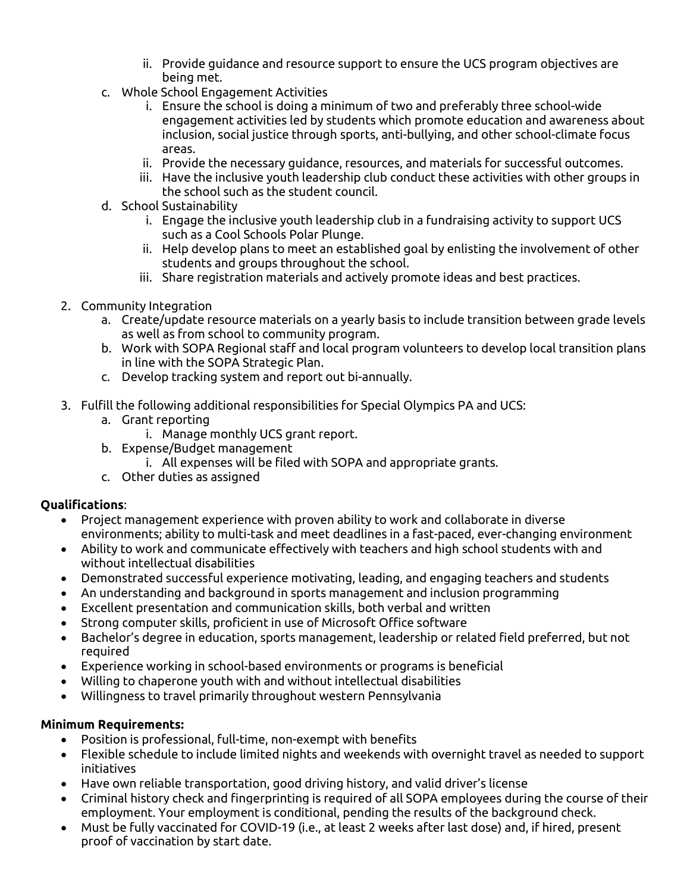- ii. Provide guidance and resource support to ensure the UCS program objectives are being met.
   - c. Whole School Engagement Activities
     - i. Ensure the school is doing a minimum of two and preferably three school-wide engagement activities led by students which promote education and awareness about inclusion, social justice through sports, anti-bullying, and other school-climate focus areas.
     - ii. Provide the necessary guidance, resources, and materials for successful outcomes.
     - iii. Have the inclusive youth leadership club conduct these activities with other groups in the school such as the student council.
   - d. School Sustainability
     - i. Engage the inclusive youth leadership club in a fundraising activity to support UCS such as a Cool Schools Polar Plunge.
     - ii. Help develop plans to meet an established goal by enlisting the involvement of other students and groups throughout the school.
     - iii. Share registration materials and actively promote ideas and best practices.

2. Community Integration
   - a. Create/update resource materials on a yearly basis to include transition between grade levels as well as from school to community program.
   - b. Work with SOPA Regional staff and local program volunteers to develop local transition plans in line with the SOPA Strategic Plan.
   - c. Develop tracking system and report out bi-annually.

3. Fulfill the following additional responsibilities for Special Olympics PA and UCS:
   - a. Grant reporting
     - i. Manage monthly UCS grant report.
   - b. Expense/Budget management
     - i. All expenses will be filed with SOPA and appropriate grants.
   - c. Other duties as assigned

**Qualifications**:

- Project management experience with proven ability to work and collaborate in diverse environments; ability to multi-task and meet deadlines in a fast-paced, ever-changing environment
- Ability to work and communicate effectively with teachers and high school students with and without intellectual disabilities
- Demonstrated successful experience motivating, leading, and engaging teachers and students
- An understanding and background in sports management and inclusion programming
- Excellent presentation and communication skills, both verbal and written
- Strong computer skills, proficient in use of Microsoft Office software
- Bachelor's degree in education, sports management, leadership or related field preferred, but not required
- Experience working in school-based environments or programs is beneficial
- Willing to chaperone youth with and without intellectual disabilities
- Willingness to travel primarily throughout western Pennsylvania

**Minimum Requirements:**

- Position is professional, full-time, non-exempt with benefits
- Flexible schedule to include limited nights and weekends with overnight travel as needed to support initiatives
- Have own reliable transportation, good driving history, and valid driver's license
- Criminal history check and fingerprinting is required of all SOPA employees during the course of their employment. Your employment is conditional, pending the results of the background check.
- Must be fully vaccinated for COVID-19 (i.e., at least 2 weeks after last dose) and, if hired, present proof of vaccination by start date.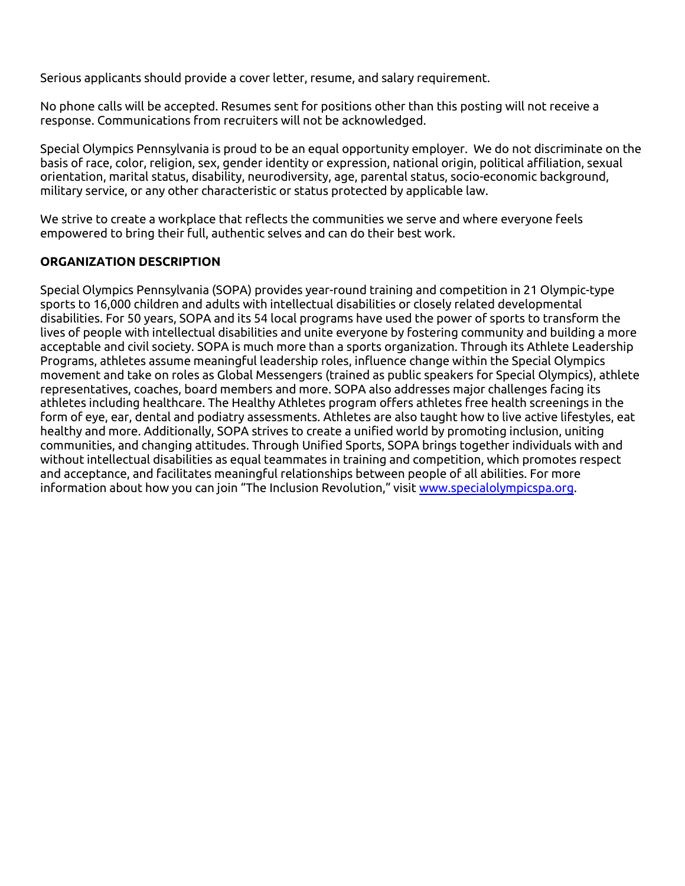Serious applicants should provide a cover letter, resume, and salary requirement.

No phone calls will be accepted. Resumes sent for positions other than this posting will not receive a response. Communications from recruiters will not be acknowledged.

Special Olympics Pennsylvania is proud to be an equal opportunity employer. We do not discriminate on the basis of race, color, religion, sex, gender identity or expression, national origin, political affiliation, sexual orientation, marital status, disability, neurodiversity, age, parental status, socio-economic background, military service, or any other characteristic or status protected by applicable law.

We strive to create a workplace that reflects the communities we serve and where everyone feels empowered to bring their full, authentic selves and can do their best work.

**ORGANIZATION DESCRIPTION**

Special Olympics Pennsylvania (SOPA) provides year-round training and competition in 21 Olympic-type sports to 16,000 children and adults with intellectual disabilities or closely related developmental disabilities. For 50 years, SOPA and its 54 local programs have used the power of sports to transform the lives of people with intellectual disabilities and unite everyone by fostering community and building a more acceptable and civil society. SOPA is much more than a sports organization. Through its Athlete Leadership Programs, athletes assume meaningful leadership roles, influence change within the Special Olympics movement and take on roles as Global Messengers (trained as public speakers for Special Olympics), athlete representatives, coaches, board members and more. SOPA also addresses major challenges facing its athletes including healthcare. The Healthy Athletes program offers athletes free health screenings in the form of eye, ear, dental and podiatry assessments. Athletes are also taught how to live active lifestyles, eat healthy and more. Additionally, SOPA strives to create a unified world by promoting inclusion, uniting communities, and changing attitudes. Through Unified Sports, SOPA brings together individuals with and without intellectual disabilities as equal teammates in training and competition, which promotes respect and acceptance, and facilitates meaningful relationships between people of all abilities. For more information about how you can join "The Inclusion Revolution," visit [www.specialolympicspa.org](http://www.specialolympicspa.org).